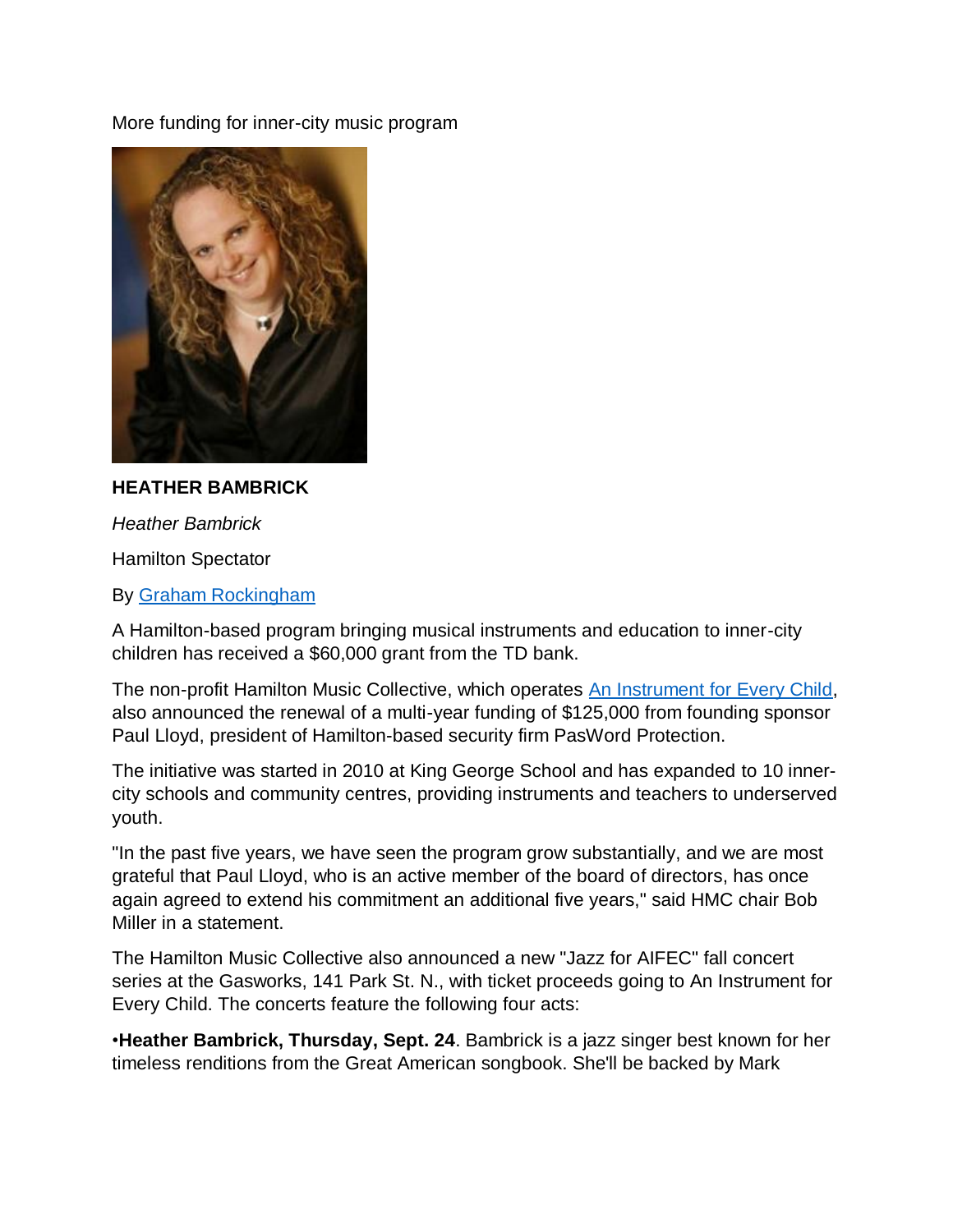More funding for inner-city music program

**HEATHER BAMBRICK**

*Heather Bambrick*

Hamilton Spectator

By Graham Rockingham

A Hamilton-based program bringing musical instruments and education to inner-city children has received a $60,000 grant from the TD bank.

The non-profit Hamilton Music Collective, which operates An Instrument for Every Child, also announced the renewal of a multi-year funding of $125,000 from founding sponsor Paul Lloyd, president of Hamilton-based security firm PasWord Protection.

The initiative was started in 2010 at King George School and has expanded to 10 inner-city schools and community centres, providing instruments and teachers to underserved youth.

"In the past five years, we have seen the program grow substantially, and we are most grateful that Paul Lloyd, who is an active member of the board of directors, has once again agreed to extend his commitment an additional five years," said HMC chair Bob Miller in a statement.

The Hamilton Music Collective also announced a new "Jazz for AIFEC" fall concert series at the Gasworks, 141 Park St. N., with ticket proceeds going to An Instrument for Every Child. The concerts feature the following four acts:

•**Heather Bambrick, Thursday, Sept. 24**. Bambrick is a jazz singer best known for her timeless renditions from the Great American songbook. She'll be backed by Mark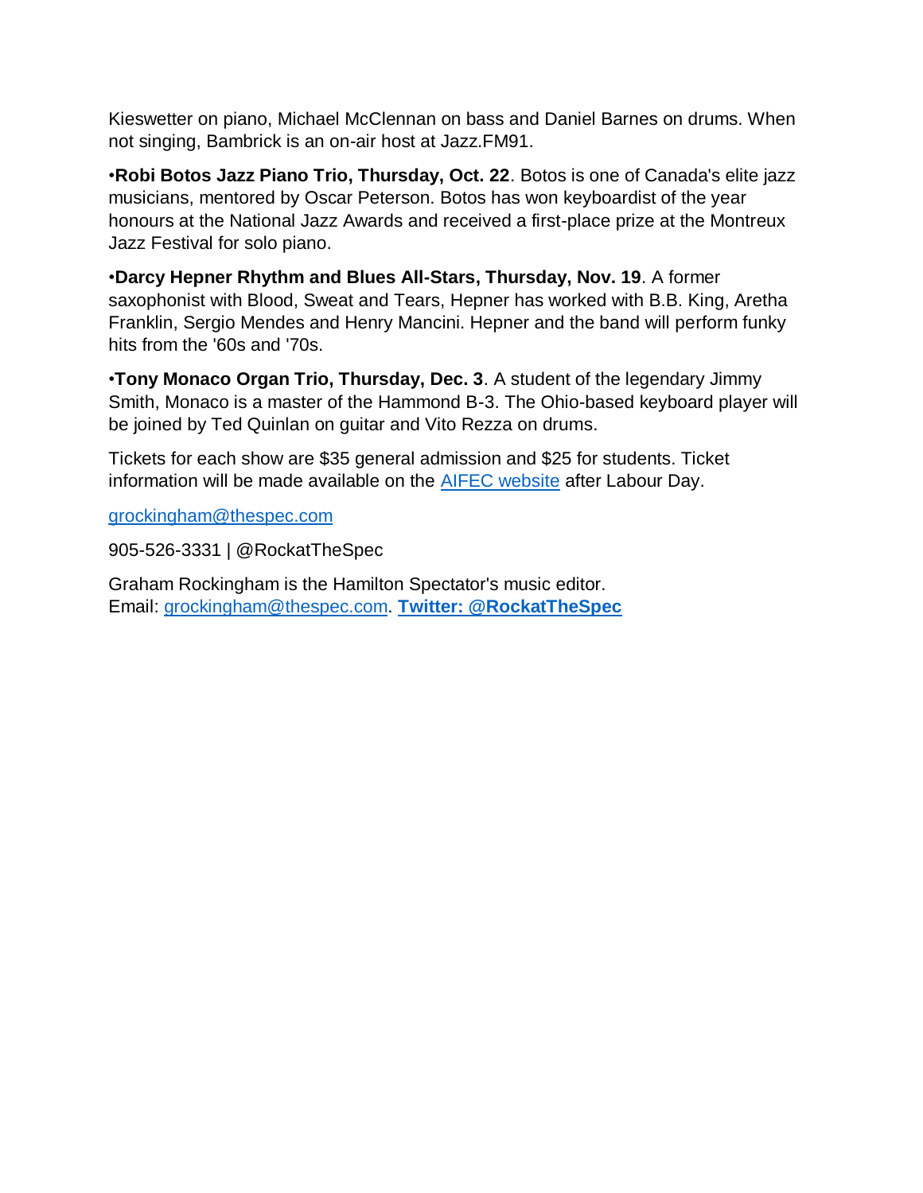Kieswetter on piano, Michael McClennan on bass and Daniel Barnes on drums. When not singing, Bambrick is an on-air host at Jazz.FM91.

•**Robi Botos Jazz Piano Trio, Thursday, Oct. 22**. Botos is one of Canada's elite jazz musicians, mentored by Oscar Peterson. Botos has won keyboardist of the year honours at the National Jazz Awards and received a first-place prize at the Montreux Jazz Festival for solo piano.

•**Darcy Hepner Rhythm and Blues All-Stars, Thursday, Nov. 19**. A former saxophonist with Blood, Sweat and Tears, Hepner has worked with B.B. King, Aretha Franklin, Sergio Mendes and Henry Mancini. Hepner and the band will perform funky hits from the '60s and '70s.

•**Tony Monaco Organ Trio, Thursday, Dec. 3**. A student of the legendary Jimmy Smith, Monaco is a master of the Hammond B-3. The Ohio-based keyboard player will be joined by Ted Quinlan on guitar and Vito Rezza on drums.

Tickets for each show are $35 general admission and $25 for students. Ticket information will be made available on the AIFEC website after Labour Day.

grockingham@thespec.com

905-526-3331 | @RockatTheSpec

Graham Rockingham is the Hamilton Spectator's music editor.
Email: grockingham@thespec.com. **Twitter: @RockatTheSpec**